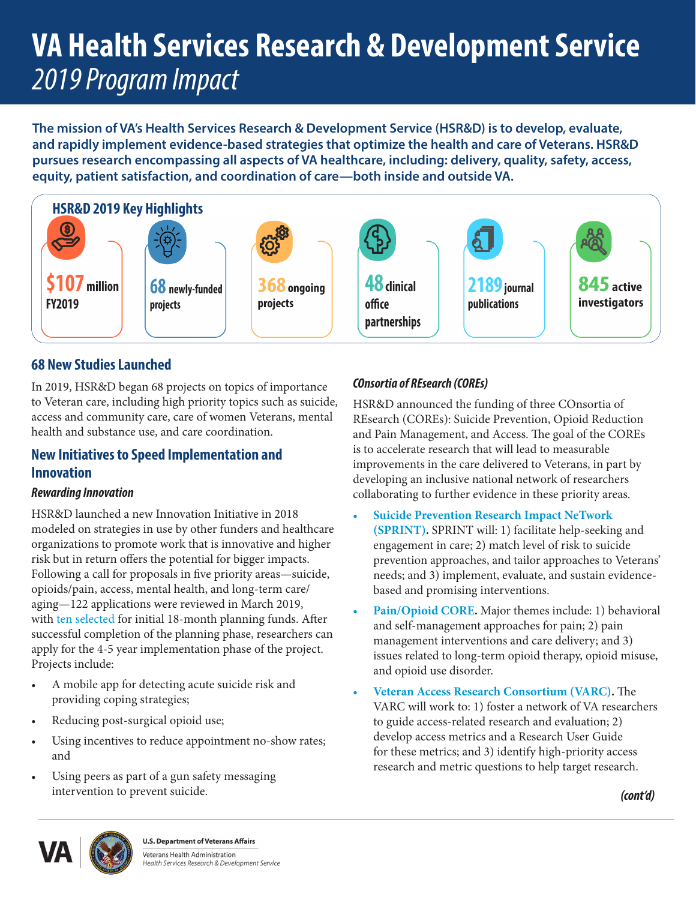# VA Health Services Research & Development Service

*2019 Program Impact*

**The mission of VA's Health Services Research & Development Service (HSR&D) is to develop, evaluate, and rapidly implement evidence-based strategies that optimize the health and care of Veterans. HSR&D pursues research encompassing all aspects of VA healthcare, including: delivery, quality, safety, access, equity, patient satisfaction, and coordination of care—both inside and outside VA.**

## HSR&D 2019 Key Highlights

- **$107 million** FY2019
- **68** newly-funded projects
- **368** ongoing projects
- **48** clinical office partnerships
- **2189** journal publications
- **845** active investigators

## 68 New Studies Launched

In 2019, HSR&D began 68 projects on topics of importance to Veteran care, including high priority topics such as suicide, access and community care, care of women Veterans, mental health and substance use, and care coordination.

## New Initiatives to Speed Implementation and Innovation

### *Rewarding Innovation*

HSR&D launched a new Innovation Initiative in 2018 modeled on strategies in use by other funders and healthcare organizations to promote work that is innovative and higher risk but in return offers the potential for bigger impacts. Following a call for proposals in five priority areas—suicide, opioids/pain, access, mental health, and long-term care/aging—122 applications were reviewed in March 2019, with ten selected for initial 18-month planning funds. After successful completion of the planning phase, researchers can apply for the 4-5 year implementation phase of the project. Projects include:

- A mobile app for detecting acute suicide risk and providing coping strategies;
- Reducing post-surgical opioid use;
- Using incentives to reduce appointment no-show rates; and
- Using peers as part of a gun safety messaging intervention to prevent suicide.

### *COnsortia of REsearch (COREs)*

HSR&D announced the funding of three COnsortia of REsearch (COREs): Suicide Prevention, Opioid Reduction and Pain Management, and Access. The goal of the COREs is to accelerate research that will lead to measurable improvements in the care delivered to Veterans, in part by developing an inclusive national network of researchers collaborating to further evidence in these priority areas.

- **Suicide Prevention Research Impact NeTwork (SPRINT).** SPRINT will: 1) facilitate help-seeking and engagement in care; 2) match level of risk to suicide prevention approaches, and tailor approaches to Veterans' needs; and 3) implement, evaluate, and sustain evidence-based and promising interventions.
- **Pain/Opioid CORE.** Major themes include: 1) behavioral and self-management approaches for pain; 2) pain management interventions and care delivery; and 3) issues related to long-term opioid therapy, opioid misuse, and opioid use disorder.
- **Veteran Access Research Consortium (VARC).** The VARC will work to: 1) foster a network of VA researchers to guide access-related research and evaluation; 2) develop access metrics and a Research User Guide for these metrics; and 3) identify high-priority access research and metric questions to help target research.

***(cont'd)***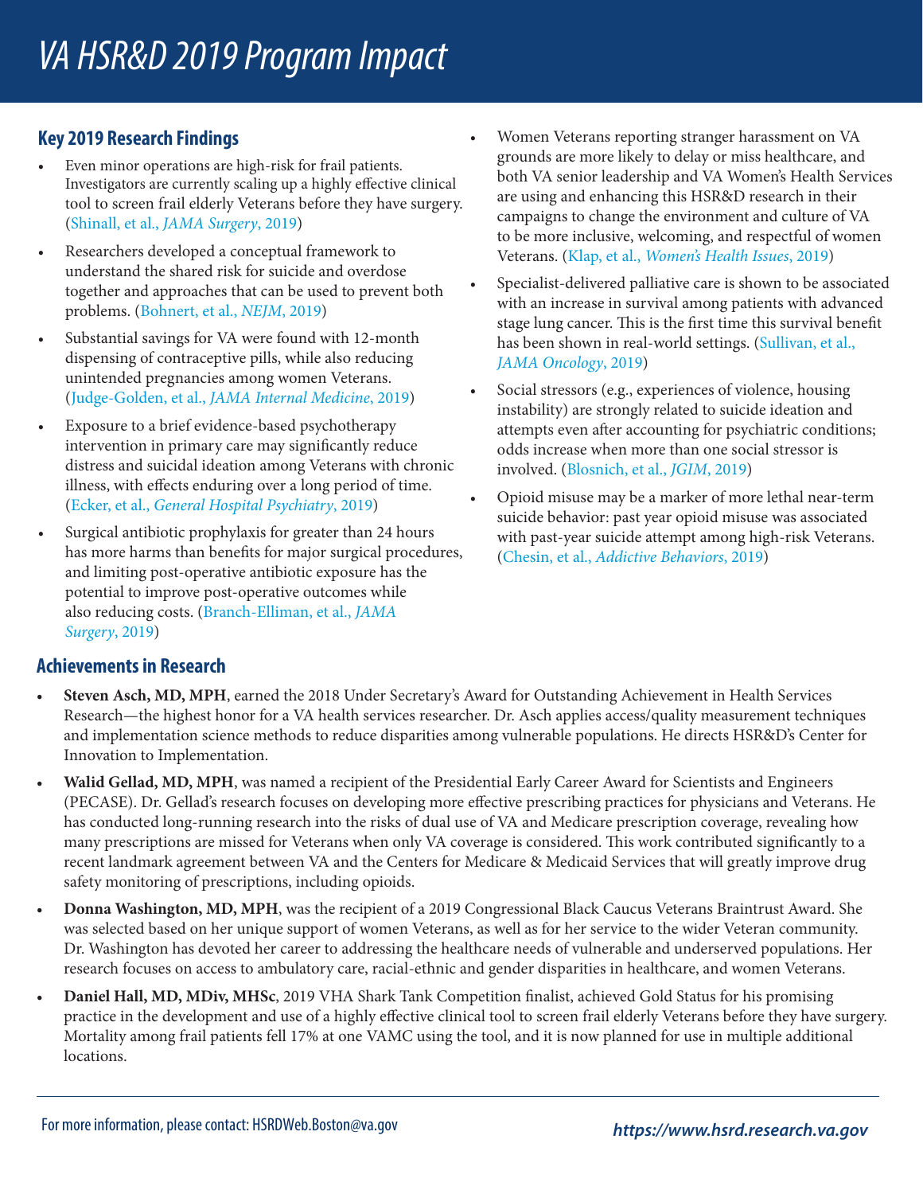# VA HSR&D 2019 Program Impact

## Key 2019 Research Findings

- Even minor operations are high-risk for frail patients. Investigators are currently scaling up a highly effective clinical tool to screen frail elderly Veterans before they have surgery. (Shinall, et al., *JAMA Surgery*, 2019)
- Researchers developed a conceptual framework to understand the shared risk for suicide and overdose together and approaches that can be used to prevent both problems. (Bohnert, et al., *NEJM*, 2019)
- Substantial savings for VA were found with 12-month dispensing of contraceptive pills, while also reducing unintended pregnancies among women Veterans. (Judge-Golden, et al., *JAMA Internal Medicine*, 2019)
- Exposure to a brief evidence-based psychotherapy intervention in primary care may significantly reduce distress and suicidal ideation among Veterans with chronic illness, with effects enduring over a long period of time. (Ecker, et al., *General Hospital Psychiatry*, 2019)
- Surgical antibiotic prophylaxis for greater than 24 hours has more harms than benefits for major surgical procedures, and limiting post-operative antibiotic exposure has the potential to improve post-operative outcomes while also reducing costs. (Branch-Elliman, et al., *JAMA Surgery*, 2019)
- Women Veterans reporting stranger harassment on VA grounds are more likely to delay or miss healthcare, and both VA senior leadership and VA Women's Health Services are using and enhancing this HSR&D research in their campaigns to change the environment and culture of VA to be more inclusive, welcoming, and respectful of women Veterans. (Klap, et al., *Women's Health Issues*, 2019)
- Specialist-delivered palliative care is shown to be associated with an increase in survival among patients with advanced stage lung cancer. This is the first time this survival benefit has been shown in real-world settings. (Sullivan, et al., *JAMA Oncology*, 2019)
- Social stressors (e.g., experiences of violence, housing instability) are strongly related to suicide ideation and attempts even after accounting for psychiatric conditions; odds increase when more than one social stressor is involved. (Blosnich, et al., *JGIM*, 2019)
- Opioid misuse may be a marker of more lethal near-term suicide behavior: past year opioid misuse was associated with past-year suicide attempt among high-risk Veterans. (Chesin, et al., *Addictive Behaviors*, 2019)

## Achievements in Research

- **Steven Asch, MD, MPH**, earned the 2018 Under Secretary's Award for Outstanding Achievement in Health Services Research—the highest honor for a VA health services researcher. Dr. Asch applies access/quality measurement techniques and implementation science methods to reduce disparities among vulnerable populations. He directs HSR&D's Center for Innovation to Implementation.
- **Walid Gellad, MD, MPH**, was named a recipient of the Presidential Early Career Award for Scientists and Engineers (PECASE). Dr. Gellad's research focuses on developing more effective prescribing practices for physicians and Veterans. He has conducted long-running research into the risks of dual use of VA and Medicare prescription coverage, revealing how many prescriptions are missed for Veterans when only VA coverage is considered. This work contributed significantly to a recent landmark agreement between VA and the Centers for Medicare & Medicaid Services that will greatly improve drug safety monitoring of prescriptions, including opioids.
- **Donna Washington, MD, MPH**, was the recipient of a 2019 Congressional Black Caucus Veterans Braintrust Award. She was selected based on her unique support of women Veterans, as well as for her service to the wider Veteran community. Dr. Washington has devoted her career to addressing the healthcare needs of vulnerable and underserved populations. Her research focuses on access to ambulatory care, racial-ethnic and gender disparities in healthcare, and women Veterans.
- **Daniel Hall, MD, MDiv, MHSc**, 2019 VHA Shark Tank Competition finalist, achieved Gold Status for his promising practice in the development and use of a highly effective clinical tool to screen frail elderly Veterans before they have surgery. Mortality among frail patients fell 17% at one VAMC using the tool, and it is now planned for use in multiple additional locations.

For more information, please contact: HSRDWeb.Boston@va.gov

***https://www.hsrd.research.va.gov***